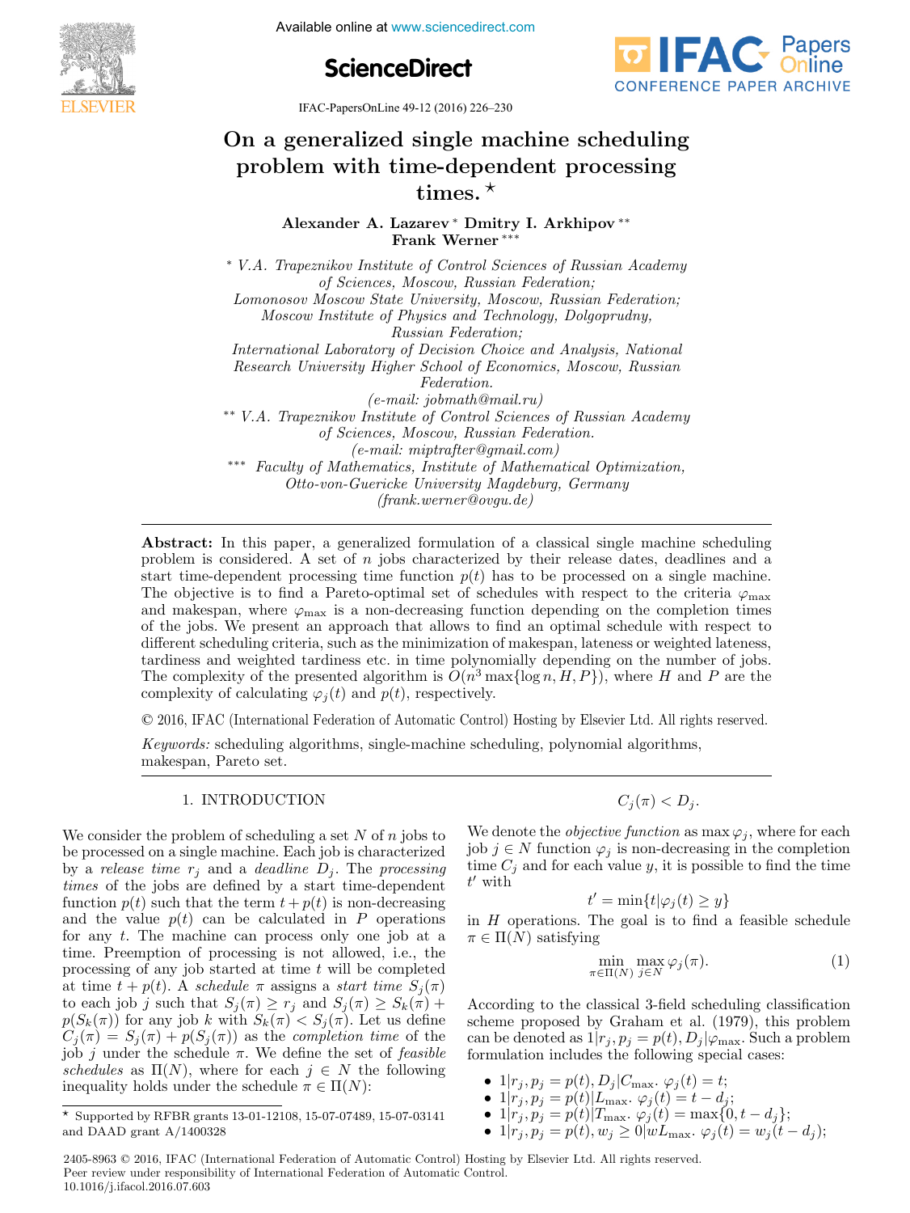# On a generalized single machine scheduling problem with time-dependent processing times. ⋆

**Alexander A. Lazarev** * **Dmitry I. Arkhipov** ** **Frank Werner** ***

\* *V.A. Trapeznikov Institute of Control Sciences of Russian Academy of Sciences, Moscow, Russian Federation;*
*Lomonosov Moscow State University, Moscow, Russian Federation;*
*Moscow Institute of Physics and Technology, Dolgoprudny, Russian Federation;*
*International Laboratory of Decision Choice and Analysis, National Research University Higher School of Economics, Moscow, Russian Federation.*
*(e-mail: jobmath@mail.ru)*

\*\* *V.A. Trapeznikov Institute of Control Sciences of Russian Academy of Sciences, Moscow, Russian Federation.*
*(e-mail: miptrafter@gmail.com)*

\*\*\* *Faculty of Mathematics, Institute of Mathematical Optimization, Otto-von-Guericke University Magdeburg, Germany*
*(frank.werner@ovgu.de)*

**Abstract:** In this paper, a generalized formulation of a classical single machine scheduling problem is considered. A set of $n$ jobs characterized by their release dates, deadlines and a start time-dependent processing time function $p(t)$ has to be processed on a single machine. The objective is to find a Pareto-optimal set of schedules with respect to the criteria $\varphi_{\max}$ and makespan, where $\varphi_{\max}$ is a non-decreasing function depending on the completion times of the jobs. We present an approach that allows to find an optimal schedule with respect to different scheduling criteria, such as the minimization of makespan, lateness or weighted lateness, tardiness and weighted tardiness etc. in time polynomially depending on the number of jobs. The complexity of the presented algorithm is $O(n^3 \max\{\log n, H, P\})$, where $H$ and $P$ are the complexity of calculating $\varphi_j(t)$ and $p(t)$, respectively.

© 2016, IFAC (International Federation of Automatic Control) Hosting by Elsevier Ltd. All rights reserved.

*Keywords:* scheduling algorithms, single-machine scheduling, polynomial algorithms, makespan, Pareto set.

## 1. INTRODUCTION

We consider the problem of scheduling a set $N$ of $n$ jobs to be processed on a single machine. Each job is characterized by a *release time* $r_j$ and a *deadline* $D_j$. The *processing times* of the jobs are defined by a start time-dependent function $p(t)$ such that the term $t + p(t)$ is non-decreasing and the value $p(t)$ can be calculated in $P$ operations for any $t$. The machine can process only one job at a time. Preemption of processing is not allowed, i.e., the processing of any job started at time $t$ will be completed at time $t + p(t)$. A *schedule* $\pi$ assigns a *start time* $S_j(\pi)$ to each job $j$ such that $S_j(\pi) \geq r_j$ and $S_j(\pi) \geq S_k(\pi) + p(S_k(\pi))$ for any job $k$ with $S_k(\pi) < S_j(\pi)$. Let us define $C_j(\pi) = S_j(\pi) + p(S_j(\pi))$ as the *completion time* of the job $j$ under the schedule $\pi$. We define the set of *feasible schedules* as $\Pi(N)$, where for each $j \in N$ the following inequality holds under the schedule $\pi \in \Pi(N)$:

$$C_j(\pi) < D_j.$$

We denote the *objective function* as $\max \varphi_j$, where for each job $j \in N$ function $\varphi_j$ is non-decreasing in the completion time $C_j$ and for each value $y$, it is possible to find the time $t'$ with

$$t' = \min\{t | \varphi_j(t) \geq y\}$$

in $H$ operations. The goal is to find a feasible schedule $\pi \in \Pi(N)$ satisfying

$$\min_{\pi \in \Pi(N)} \max_{j \in N} \varphi_j(\pi). \tag{1}$$

According to the classical 3-field scheduling classification scheme proposed by Graham et al. (1979), this problem can be denoted as $1|r_j, p_j = p(t), D_j|\varphi_{\max}$. Such a problem formulation includes the following special cases:

- $1|r_j, p_j = p(t), D_j|C_{\max}$. $\varphi_j(t) = t$;
- $1|r_j, p_j = p(t)|L_{\max}$. $\varphi_j(t) = t - d_j$;
- $1|r_j, p_j = p(t)|T_{\max}$. $\varphi_j(t) = \max\{0, t - d_j\}$;
- $1|r_j, p_j = p(t), w_j \geq 0|wL_{\max}$. $\varphi_j(t) = w_j(t - d_j)$;

⋆ Supported by RFBR grants 13-01-12108, 15-07-07489, 15-07-03141 and DAAD grant A/1400328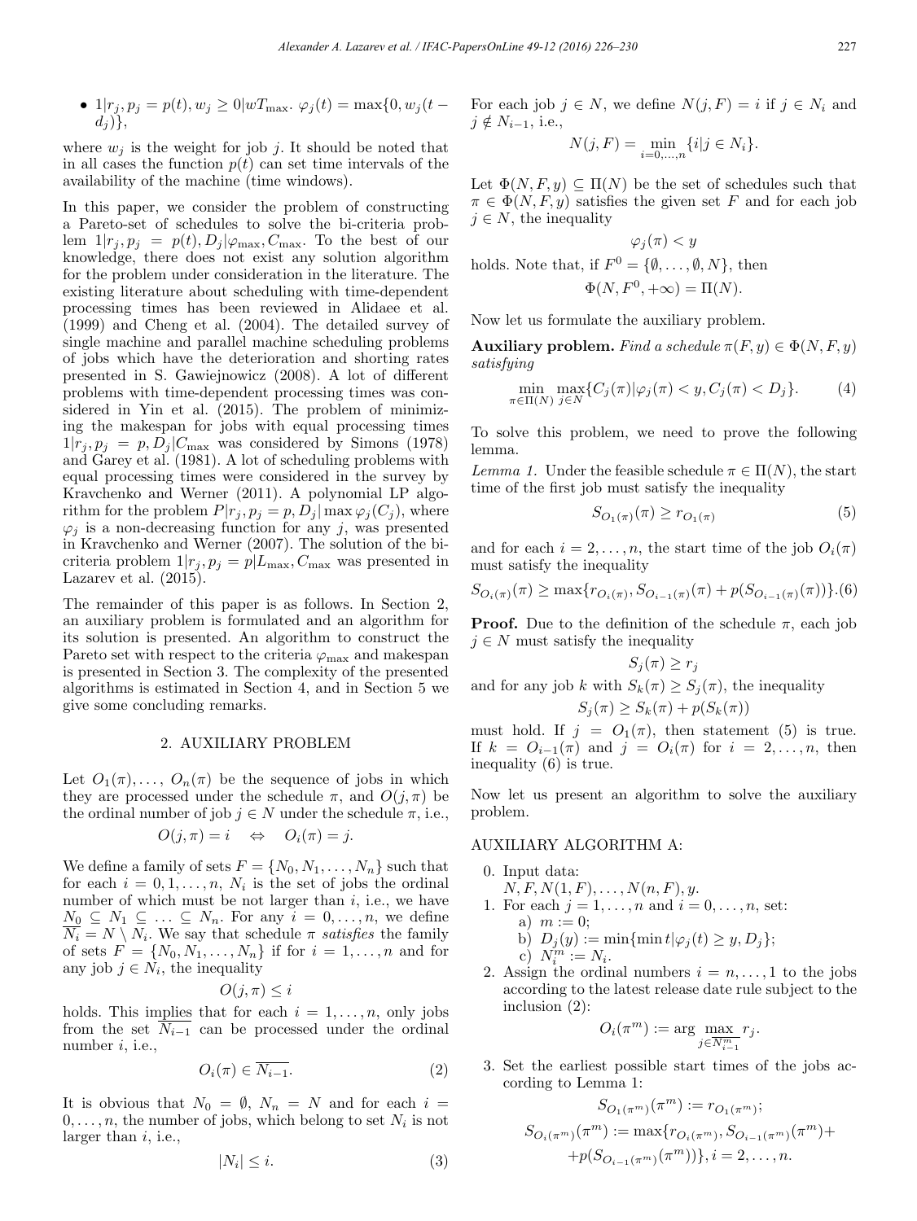- $1|r_j, p_j = p(t), w_j \geq 0|wT_{\max}$. $\varphi_j(t) = \max\{0, w_j(t - d_j)\}$,

where $w_j$ is the weight for job $j$. It should be noted that in all cases the function $p(t)$ can set time intervals of the availability of the machine (time windows).

In this paper, we consider the problem of constructing a Pareto-set of schedules to solve the bi-criteria problem $1|r_j, p_j = p(t), D_j|\varphi_{\max}, C_{\max}$. To the best of our knowledge, there does not exist any solution algorithm for the problem under consideration in the literature. The existing literature about scheduling with time-dependent processing times has been reviewed in Alidaee et al. (1999) and Cheng et al. (2004). The detailed survey of single machine and parallel machine scheduling problems of jobs which have the deterioration and shorting rates presented in S. Gawiejnowicz (2008). A lot of different problems with time-dependent processing times was considered in Yin et al. (2015). The problem of minimizing the makespan for jobs with equal processing times $1|r_j, p_j = p, D_j|C_{\max}$ was considered by Simons (1978) and Garey et al. (1981). A lot of scheduling problems with equal processing times were considered in the survey by Kravchenko and Werner (2011). A polynomial LP algorithm for the problem $P|r_j, p_j = p, D_j|\max \varphi_j(C_j)$, where $\varphi_j$ is a non-decreasing function for any $j$, was presented in Kravchenko and Werner (2007). The solution of the bi-criteria problem $1|r_j, p_j = p|L_{\max}, C_{\max}$ was presented in Lazarev et al. (2015).

The remainder of this paper is as follows. In Section 2, an auxiliary problem is formulated and an algorithm for its solution is presented. An algorithm to construct the Pareto set with respect to the criteria $\varphi_{\max}$ and makespan is presented in Section 3. The complexity of the presented algorithms is estimated in Section 4, and in Section 5 we give some concluding remarks.

## 2. AUXILIARY PROBLEM

Let $O_1(\pi), \ldots, O_n(\pi)$ be the sequence of jobs in which they are processed under the schedule $\pi$, and $O(j, \pi)$ be the ordinal number of job $j \in N$ under the schedule $\pi$, i.e.,

$$O(j, \pi) = i \quad \Leftrightarrow \quad O_i(\pi) = j.$$

We define a family of sets $F = \{N_0, N_1, \ldots, N_n\}$ such that for each $i = 0, 1, \ldots, n$, $N_i$ is the set of jobs the ordinal number of which must be not larger than $i$, i.e., we have $N_0 \subseteq N_1 \subseteq \ldots \subseteq N_n$. For any $i = 0, \ldots, n$, we define $\overline{N_i} = N \setminus N_i$. We say that schedule $\pi$ *satisfies* the family of sets $F = \{N_0, N_1, \ldots, N_n\}$ if for $i = 1, \ldots, n$ and for any job $j \in N_i$, the inequality

$$O(j, \pi) \leq i$$

holds. This implies that for each $i = 1, \ldots, n$, only jobs from the set $\overline{N_{i-1}}$ can be processed under the ordinal number $i$, i.e.,

$$O_i(\pi) \in \overline{N_{i-1}}. \tag{2}$$

It is obvious that $N_0 = \emptyset$, $N_n = N$ and for each $i = 0, \ldots, n$, the number of jobs, which belong to set $N_i$ is not larger than $i$, i.e.,

$$|N_i| \leq i. \tag{3}$$

For each job $j \in N$, we define $N(j, F) = i$ if $j \in N_i$ and $j \notin N_{i-1}$, i.e.,

$$N(j, F) = \min_{i=0,\ldots,n} \{i | j \in N_i\}.$$

Let $\Phi(N, F, y) \subseteq \Pi(N)$ be the set of schedules such that $\pi \in \Phi(N, F, y)$ satisfies the given set $F$ and for each job $j \in N$, the inequality

$$\varphi_j(\pi) < y$$

holds. Note that, if $F^0 = \{\emptyset, \ldots, \emptyset, N\}$, then

$$\Phi(N, F^0, +\infty) = \Pi(N).$$

Now let us formulate the auxiliary problem.

**Auxiliary problem.** *Find a schedule $\pi(F, y) \in \Phi(N, F, y)$ satisfying*

$$\min_{\pi \in \Pi(N)} \max_{j \in N} \{C_j(\pi) | \varphi_j(\pi) < y, C_j(\pi) < D_j\}. \tag{4}$$

To solve this problem, we need to prove the following lemma.

*Lemma 1.* Under the feasible schedule $\pi \in \Pi(N)$, the start time of the first job must satisfy the inequality

$$S_{O_1(\pi)}(\pi) \geq r_{O_1(\pi)} \tag{5}$$

and for each $i = 2, \ldots, n$, the start time of the job $O_i(\pi)$ must satisfy the inequality

$$S_{O_i(\pi)}(\pi) \geq \max\{r_{O_i(\pi)}, S_{O_{i-1}(\pi)}(\pi) + p(S_{O_{i-1}(\pi)}(\pi))\}. \tag{6}$$

**Proof.** Due to the definition of the schedule $\pi$, each job $j \in N$ must satisfy the inequality

$$S_j(\pi) \geq r_j$$

and for any job $k$ with $S_k(\pi) \geq S_j(\pi)$, the inequality

$$S_j(\pi) \geq S_k(\pi) + p(S_k(\pi))$$

must hold. If $j = O_1(\pi)$, then statement (5) is true. If $k = O_{i-1}(\pi)$ and $j = O_i(\pi)$ for $i = 2, \ldots, n$, then inequality (6) is true.

Now let us present an algorithm to solve the auxiliary problem.

AUXILIARY ALGORITHM A:

0. Input data:
   $N, F, N(1, F), \ldots, N(n, F), y$.
1. For each $j = 1, \ldots, n$ and $i = 0, \ldots, n$, set:
   a) $m := 0$;
   b) $D_j(y) := \min\{\min t | \varphi_j(t) \geq y, D_j\}$;
   c) $N_i^m := N_i$.
2. Assign the ordinal numbers $i = n, \ldots, 1$ to the jobs according to the latest release date rule subject to the inclusion (2):
   $$O_i(\pi^m) := \arg \max_{j \in \overline{N_{i-1}^m}} r_j.$$
3. Set the earliest possible start times of the jobs according to Lemma 1:
   $$S_{O_1(\pi^m)}(\pi^m) := r_{O_1(\pi^m)};$$
   $$S_{O_i(\pi^m)}(\pi^m) := \max\{r_{O_i(\pi^m)}, S_{O_{i-1}(\pi^m)}(\pi^m) + p(S_{O_{i-1}(\pi^m)}(\pi^m))\}, i = 2, \ldots, n.$$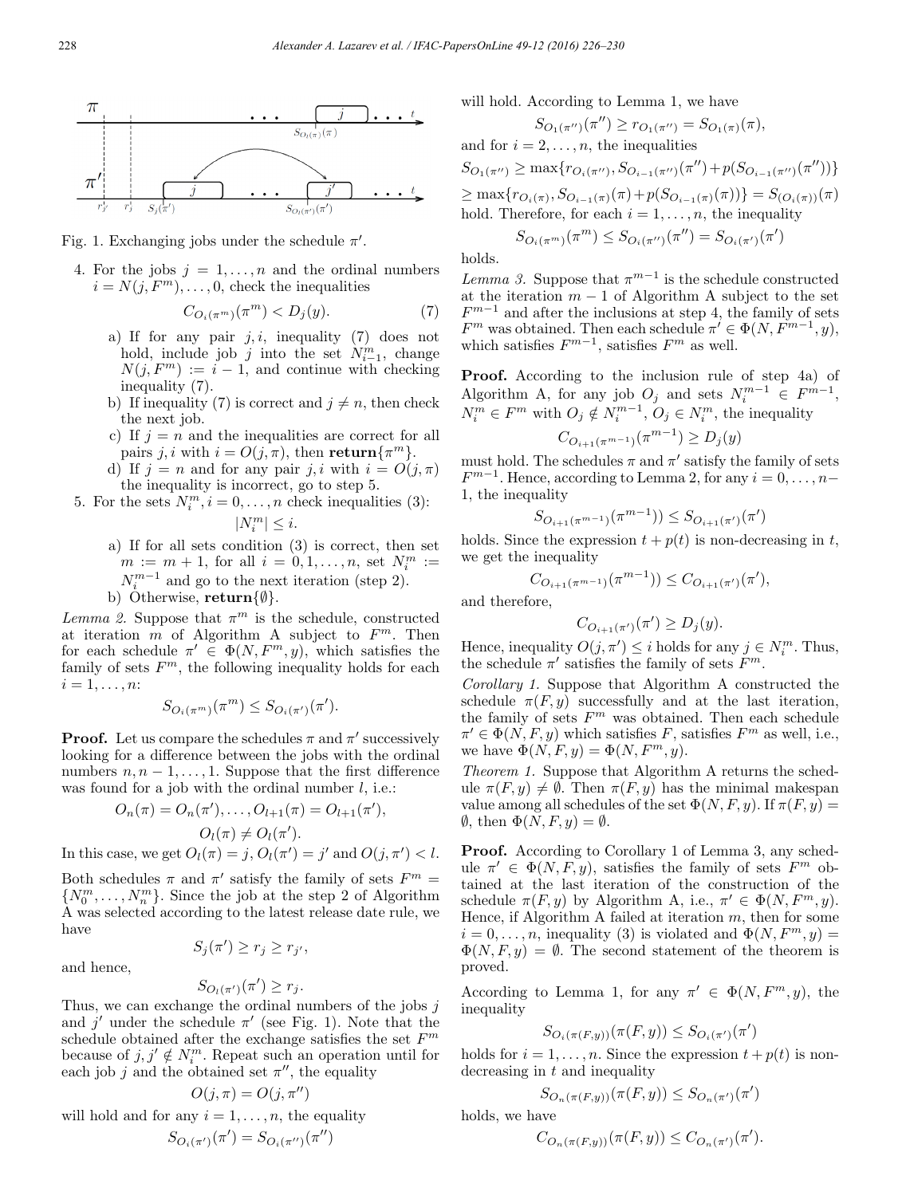Fig. 1. Exchanging jobs under the schedule $\pi'$.

4. For the jobs $j = 1, \ldots, n$ and the ordinal numbers $i = N(j, F^m), \ldots, 0$, check the inequalities

$$C_{O_i(\pi^m)}(\pi^m) < D_j(y). \tag{7}$$

   a) If for any pair $j, i$, inequality (7) does not hold, include job $j$ into the set $N^m_{i-1}$, change $N(j, F^m) := i - 1$, and continue with checking inequality (7).
   b) If inequality (7) is correct and $j \neq n$, then check the next job.
   c) If $j = n$ and the inequalities are correct for all pairs $j, i$ with $i = O(j, \pi)$, then **return**$\{\pi^m\}$.
   d) If $j = n$ and for any pair $j, i$ with $i = O(j, \pi)$ the inequality is incorrect, go to step 5.

5. For the sets $N^m_i, i = 0, \ldots, n$ check inequalities (3):

$$|N^m_i| \leq i.$$

   a) If for all sets condition (3) is correct, then set $m := m + 1$, for all $i = 0, 1, \ldots, n$, set $N^m_i := N^{m-1}_i$ and go to the next iteration (step 2).
   b) Otherwise, **return**$\{\emptyset\}$.

*Lemma 2.* Suppose that $\pi^m$ is the schedule, constructed at iteration $m$ of Algorithm A subject to $F^m$. Then for each schedule $\pi' \in \Phi(N, F^m, y)$, which satisfies the family of sets $F^m$, the following inequality holds for each $i = 1, \ldots, n$:

$$S_{O_i(\pi^m)}(\pi^m) \leq S_{O_i(\pi')}(\pi').$$

**Proof.** Let us compare the schedules $\pi$ and $\pi'$ successively looking for a difference between the jobs with the ordinal numbers $n, n-1, \ldots, 1$. Suppose that the first difference was found for a job with the ordinal number $l$, i.e.:

$$O_n(\pi) = O_n(\pi'), \ldots, O_{l+1}(\pi) = O_{l+1}(\pi'),$$
$$O_l(\pi) \neq O_l(\pi').$$

In this case, we get $O_l(\pi) = j$, $O_l(\pi') = j'$ and $O(j, \pi') < l$.

Both schedules $\pi$ and $\pi'$ satisfy the family of sets $F^m = \{N^m_0, \ldots, N^m_n\}$. Since the job at the step 2 of Algorithm A was selected according to the latest release date rule, we have

$$S_j(\pi') \geq r_j \geq r_{j'},$$

and hence,

$$S_{O_l(\pi')}(\pi') \geq r_j.$$

Thus, we can exchange the ordinal numbers of the jobs $j$ and $j'$ under the schedule $\pi'$ (see Fig. 1). Note that the schedule obtained after the exchange satisfies the set $F^m$ because of $j, j' \notin N^m_i$. Repeat such an operation until for each job $j$ and the obtained set $\pi''$, the equality

$$O(j, \pi) = O(j, \pi'')$$

will hold and for any $i = 1, \ldots, n$, the equality

$$S_{O_i(\pi')}(\pi') = S_{O_i(\pi'')}(\pi'')$$

will hold. According to Lemma 1, we have

$$S_{O_1(\pi'')}(\pi'') \geq r_{O_1(\pi'')} = S_{O_1(\pi)}(\pi),$$

and for $i = 2, \ldots, n$, the inequalities

$$S_{O_1(\pi'')} \geq \max\{r_{O_i(\pi'')}, S_{O_{i-1}(\pi'')}(\pi'') + p(S_{O_{i-1}(\pi'')}(\pi''))\}$$
$$\geq \max\{r_{O_i(\pi)}, S_{O_{i-1}(\pi)}(\pi) + p(S_{O_{i-1}(\pi)}(\pi))\} = S_{(O_i(\pi))}(\pi)$$

hold. Therefore, for each $i = 1, \ldots, n$, the inequality

$$S_{O_i(\pi^m)}(\pi^m) \leq S_{O_i(\pi'')}(\pi'') = S_{O_i(\pi')}(\pi')$$

holds.

*Lemma 3.* Suppose that $\pi^{m-1}$ is the schedule constructed at the iteration $m-1$ of Algorithm A subject to the set $F^{m-1}$ and after the inclusions at step 4, the family of sets $F^m$ was obtained. Then each schedule $\pi' \in \Phi(N, F^{m-1}, y)$, which satisfies $F^{m-1}$, satisfies $F^m$ as well.

**Proof.** According to the inclusion rule of step 4a) of Algorithm A, for any job $O_j$ and sets $N^{m-1}_i \in F^{m-1}$, $N^m_i \in F^m$ with $O_j \notin N^{m-1}_i$, $O_j \in N^m_i$, the inequality

$$C_{O_{i+1}(\pi^{m-1})}(\pi^{m-1}) \geq D_j(y)$$

must hold. The schedules $\pi$ and $\pi'$ satisfy the family of sets $F^{m-1}$. Hence, according to Lemma 2, for any $i = 0, \ldots, n-1$, the inequality

$$S_{O_{i+1}(\pi^{m-1})}(\pi^{m-1})) \leq S_{O_{i+1}(\pi')}(\pi')$$

holds. Since the expression $t + p(t)$ is non-decreasing in $t$, we get the inequality

$$C_{O_{i+1}(\pi^{m-1})}(\pi^{m-1})) \leq C_{O_{i+1}(\pi')}(\pi'),$$

and therefore,

$$C_{O_{i+1}(\pi')}(\pi') \geq D_j(y).$$

Hence, inequality $O(j, \pi') \leq i$ holds for any $j \in N^m_i$. Thus, the schedule $\pi'$ satisfies the family of sets $F^m$.

*Corollary 1.* Suppose that Algorithm A constructed the schedule $\pi(F, y)$ successfully and at the last iteration, the family of sets $F^m$ was obtained. Then each schedule $\pi' \in \Phi(N, F, y)$ which satisfies $F$, satisfies $F^m$ as well, i.e., we have $\Phi(N, F, y) = \Phi(N, F^m, y)$.

*Theorem 1.* Suppose that Algorithm A returns the schedule $\pi(F, y) \neq \emptyset$. Then $\pi(F, y)$ has the minimal makespan value among all schedules of the set $\Phi(N, F, y)$. If $\pi(F, y) = \emptyset$, then $\Phi(N, F, y) = \emptyset$.

**Proof.** According to Corollary 1 of Lemma 3, any schedule $\pi' \in \Phi(N, F, y)$, satisfies the family of sets $F^m$ obtained at the last iteration of the construction of the schedule $\pi(F, y)$ by Algorithm A, i.e., $\pi' \in \Phi(N, F^m, y)$. Hence, if Algorithm A failed at iteration $m$, then for some $i = 0, \ldots, n$, inequality (3) is violated and $\Phi(N, F^m, y) = \Phi(N, F, y) = \emptyset$. The second statement of the theorem is proved.

According to Lemma 1, for any $\pi' \in \Phi(N, F^m, y)$, the inequality

$$S_{O_i(\pi(F,y))}(\pi(F, y)) \leq S_{O_i(\pi')}(\pi')$$

holds for $i = 1, \ldots, n$. Since the expression $t + p(t)$ is non-decreasing in $t$ and inequality

$$S_{O_n(\pi(F,y))}(\pi(F, y)) \leq S_{O_n(\pi')}(\pi')$$

holds, we have

$$C_{O_n(\pi(F,y))}(\pi(F, y)) \leq C_{O_n(\pi')}(\pi').$$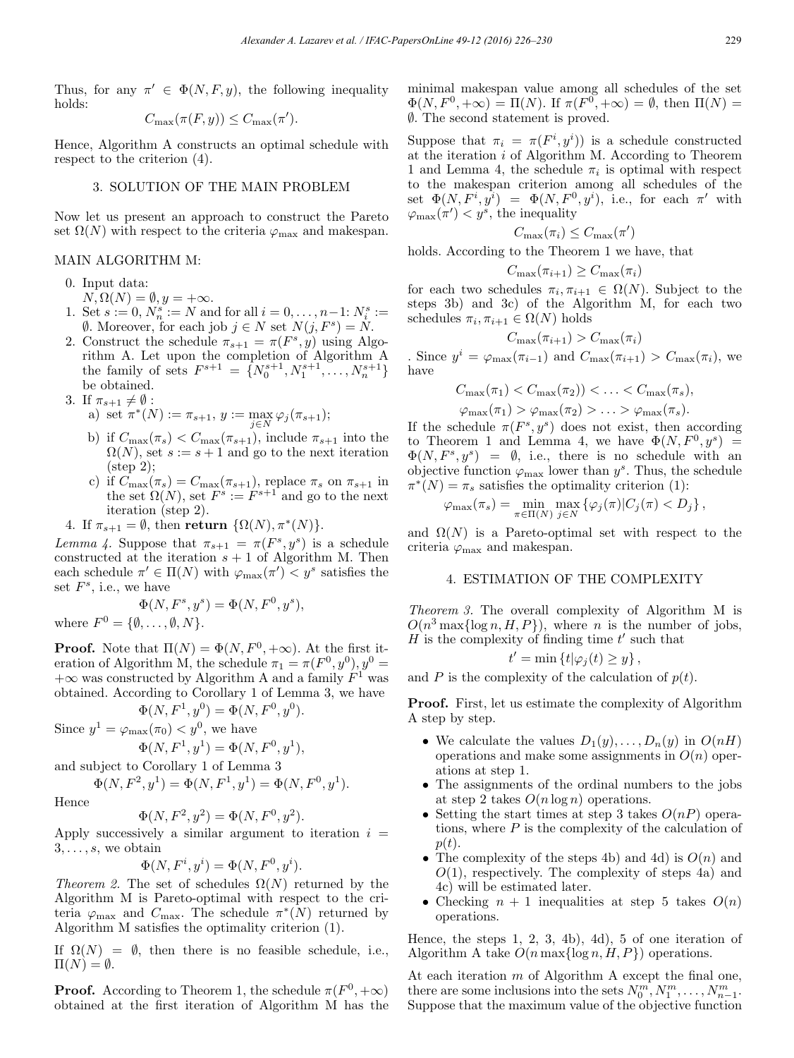Thus, for any $\pi' \in \Phi(N, F, y)$, the following inequality holds:

$$C_{\max}(\pi(F, y)) \le C_{\max}(\pi').$$

Hence, Algorithm A constructs an optimal schedule with respect to the criterion (4).

## 3. SOLUTION OF THE MAIN PROBLEM

Now let us present an approach to construct the Pareto set $\Omega(N)$ with respect to the criteria $\varphi_{\max}$ and makespan.

MAIN ALGORITHM M:

0. Input data: $N, \Omega(N) = \emptyset, y = +\infty$.
1. Set $s := 0$, $N_n^s := N$ and for all $i = 0, \ldots, n-1$: $N_i^s := \emptyset$. Moreover, for each job $j \in N$ set $N(j, F^s) = N$.
2. Construct the schedule $\pi_{s+1} = \pi(F^s, y)$ using Algorithm A. Let upon the completion of Algorithm A the family of sets $F^{s+1} = \{N_0^{s+1}, N_1^{s+1}, \ldots, N_n^{s+1}\}$ be obtained.
3. If $\pi_{s+1} \ne \emptyset$:
   a) set $\pi^*(N) := \pi_{s+1}$, $y := \max_{j \in N} \varphi_j(\pi_{s+1})$;
   b) if $C_{\max}(\pi_s) < C_{\max}(\pi_{s+1})$, include $\pi_{s+1}$ into the $\Omega(N)$, set $s := s+1$ and go to the next iteration (step 2);
   c) if $C_{\max}(\pi_s) = C_{\max}(\pi_{s+1})$, replace $\pi_s$ on $\pi_{s+1}$ in the set $\Omega(N)$, set $F^s := F^{s+1}$ and go to the next iteration (step 2).
4. If $\pi_{s+1} = \emptyset$, then **return** $\{\Omega(N), \pi^*(N)\}$.

*Lemma 4.* Suppose that $\pi_{s+1} = \pi(F^s, y^s)$ is a schedule constructed at the iteration $s+1$ of Algorithm M. Then each schedule $\pi' \in \Pi(N)$ with $\varphi_{\max}(\pi') < y^s$ satisfies the set $F^s$, i.e., we have

$$\Phi(N, F^s, y^s) = \Phi(N, F^0, y^s),$$

where $F^0 = \{\emptyset, \ldots, \emptyset, N\}$.

**Proof.** Note that $\Pi(N) = \Phi(N, F^0, +\infty)$. At the first iteration of Algorithm M, the schedule $\pi_1 = \pi(F^0, y^0), y^0 = +\infty$ was constructed by Algorithm A and a family $F^1$ was obtained. According to Corollary 1 of Lemma 3, we have

$$\Phi(N, F^1, y^0) = \Phi(N, F^0, y^0).$$

Since $y^1 = \varphi_{\max}(\pi_0) < y^0$, we have

$$\Phi(N, F^1, y^1) = \Phi(N, F^0, y^1),$$

and subject to Corollary 1 of Lemma 3

$$\Phi(N, F^2, y^1) = \Phi(N, F^1, y^1) = \Phi(N, F^0, y^1).$$

Hence

$$\Phi(N, F^2, y^2) = \Phi(N, F^0, y^2).$$

Apply successively a similar argument to iteration $i = 3, \ldots, s$, we obtain

$$\Phi(N, F^i, y^i) = \Phi(N, F^0, y^i).$$

*Theorem 2.* The set of schedules $\Omega(N)$ returned by the Algorithm M is Pareto-optimal with respect to the criteria $\varphi_{\max}$ and $C_{\max}$. The schedule $\pi^*(N)$ returned by Algorithm M satisfies the optimality criterion (1).

If $\Omega(N) = \emptyset$, then there is no feasible schedule, i.e., $\Pi(N) = \emptyset$.

**Proof.** According to Theorem 1, the schedule $\pi(F^0, +\infty)$ obtained at the first iteration of Algorithm M has the minimal makespan value among all schedules of the set $\Phi(N, F^0, +\infty) = \Pi(N)$. If $\pi(F^0, +\infty) = \emptyset$, then $\Pi(N) = \emptyset$. The second statement is proved.

Suppose that $\pi_i = \pi(F^i, y^i))$ is a schedule constructed at the iteration $i$ of Algorithm M. According to Theorem 1 and Lemma 4, the schedule $\pi_i$ is optimal with respect to the makespan criterion among all schedules of the set $\Phi(N, F^i, y^i) = \Phi(N, F^0, y^i)$, i.e., for each $\pi'$ with $\varphi_{\max}(\pi') < y^s$, the inequality

$$C_{\max}(\pi_i) \le C_{\max}(\pi')$$

holds. According to the Theorem 1 we have, that

$$C_{\max}(\pi_{i+1}) \ge C_{\max}(\pi_i)$$

for each two schedules $\pi_i, \pi_{i+1} \in \Omega(N)$. Subject to the steps 3b) and 3c) of the Algorithm M, for each two schedules $\pi_i, \pi_{i+1} \in \Omega(N)$ holds

$$C_{\max}(\pi_{i+1}) > C_{\max}(\pi_i)$$

. Since $y^i = \varphi_{\max}(\pi_{i-1})$ and $C_{\max}(\pi_{i+1}) > C_{\max}(\pi_i)$, we have

$$C_{\max}(\pi_1) < C_{\max}(\pi_2)) < \ldots < C_{\max}(\pi_s),$$

$$\varphi_{\max}(\pi_1) > \varphi_{\max}(\pi_2) > \ldots > \varphi_{\max}(\pi_s).$$

If the schedule $\pi(F^s, y^s)$ does not exist, then according to Theorem 1 and Lemma 4, we have $\Phi(N, F^0, y^s) = \Phi(N, F^s, y^s) = \emptyset$, i.e., there is no schedule with an objective function $\varphi_{\max}$ lower than $y^s$. Thus, the schedule $\pi^*(N) = \pi_s$ satisfies the optimality criterion (1):

$$\varphi_{\max}(\pi_s) = \min_{\pi \in \Pi(N)} \max_{j \in N} \{\varphi_j(\pi) | C_j(\pi) < D_j\},$$

and $\Omega(N)$ is a Pareto-optimal set with respect to the criteria $\varphi_{\max}$ and makespan.

## 4. ESTIMATION OF THE COMPLEXITY

*Theorem 3.* The overall complexity of Algorithm M is $O(n^3 \max\{\log n, H, P\})$, where $n$ is the number of jobs, $H$ is the complexity of finding time $t'$ such that

$$t' = \min\{t | \varphi_j(t) \ge y\},$$

and $P$ is the complexity of the calculation of $p(t)$.

**Proof.** First, let us estimate the complexity of Algorithm A step by step.

- We calculate the values $D_1(y), \ldots, D_n(y)$ in $O(nH)$ operations and make some assignments in $O(n)$ operations at step 1.
- The assignments of the ordinal numbers to the jobs at step 2 takes $O(n \log n)$ operations.
- Setting the start times at step 3 takes $O(nP)$ operations, where $P$ is the complexity of the calculation of $p(t)$.
- The complexity of the steps 4b) and 4d) is $O(n)$ and $O(1)$, respectively. The complexity of steps 4a) and 4c) will be estimated later.
- Checking $n+1$ inequalities at step 5 takes $O(n)$ operations.

Hence, the steps 1, 2, 3, 4b), 4d), 5 of one iteration of Algorithm A take $O(n \max\{\log n, H, P\})$ operations.

At each iteration $m$ of Algorithm A except the final one, there are some inclusions into the sets $N_0^m, N_1^m, \ldots, N_{n-1}^m$. Suppose that the maximum value of the objective function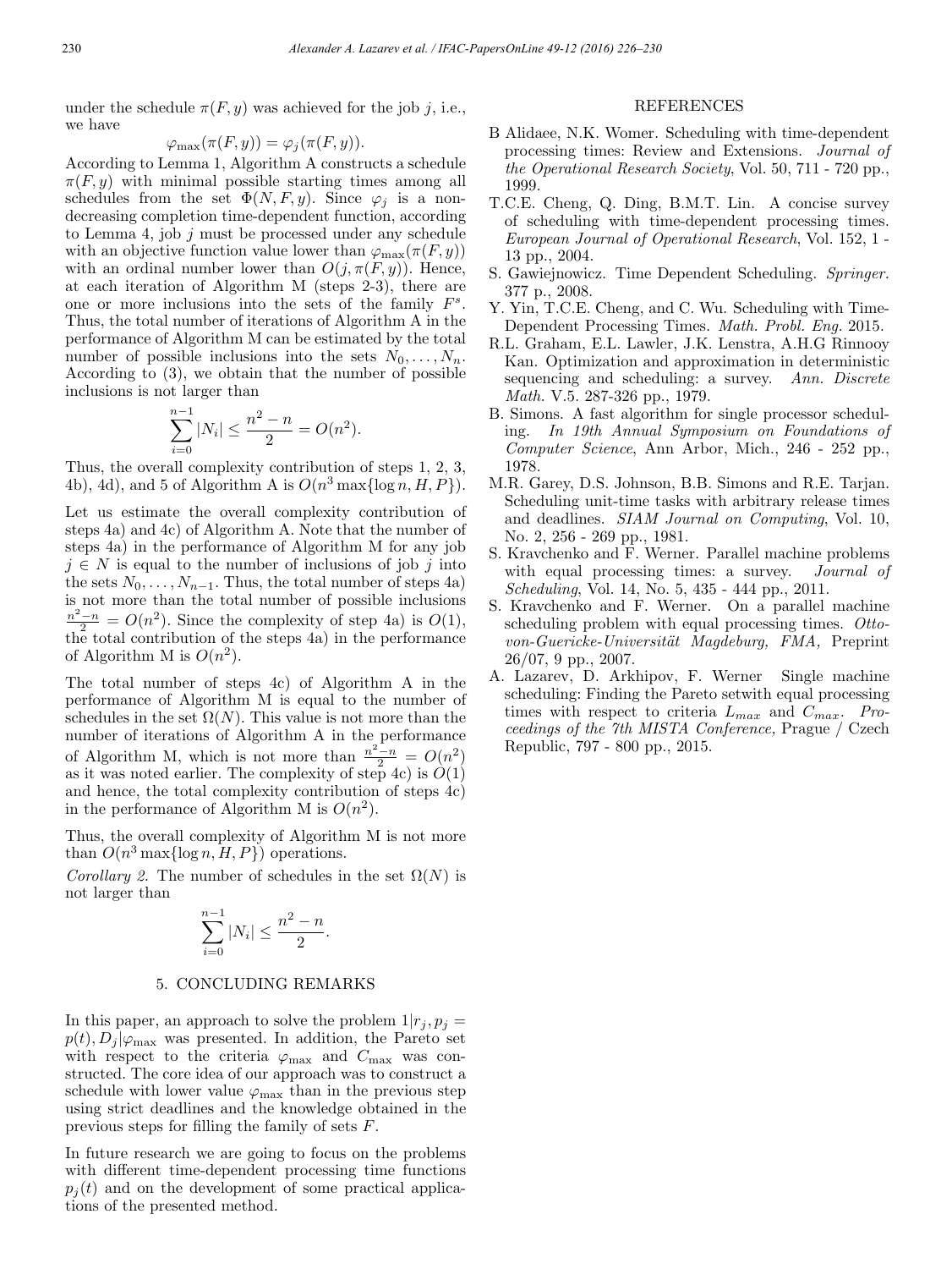under the schedule $\pi(F, y)$ was achieved for the job $j$, i.e., we have

$$\varphi_{\max}(\pi(F, y)) = \varphi_j(\pi(F, y)).$$

According to Lemma 1, Algorithm A constructs a schedule $\pi(F, y)$ with minimal possible starting times among all schedules from the set $\Phi(N, F, y)$. Since $\varphi_j$ is a non-decreasing completion time-dependent function, according to Lemma 4, job $j$ must be processed under any schedule with an objective function value lower than $\varphi_{\max}(\pi(F, y))$ with an ordinal number lower than $O(j, \pi(F, y))$. Hence, at each iteration of Algorithm M (steps 2-3), there are one or more inclusions into the sets of the family $F^s$. Thus, the total number of iterations of Algorithm A in the performance of Algorithm M can be estimated by the total number of possible inclusions into the sets $N_0, \ldots, N_n$. According to (3), we obtain that the number of possible inclusions is not larger than

$$\sum_{i=0}^{n-1} |N_i| \leq \frac{n^2 - n}{2} = O(n^2).$$

Thus, the overall complexity contribution of steps 1, 2, 3, 4b), 4d), and 5 of Algorithm A is $O(n^3 \max\{\log n, H, P\})$.

Let us estimate the overall complexity contribution of steps 4a) and 4c) of Algorithm A. Note that the number of steps 4a) in the performance of Algorithm M for any job $j \in N$ is equal to the number of inclusions of job $j$ into the sets $N_0, \ldots, N_{n-1}$. Thus, the total number of steps 4a) is not more than the total number of possible inclusions $\frac{n^2-n}{2} = O(n^2)$. Since the complexity of step 4a) is $O(1)$, the total contribution of the steps 4a) in the performance of Algorithm M is $O(n^2)$.

The total number of steps 4c) of Algorithm A in the performance of Algorithm M is equal to the number of schedules in the set $\Omega(N)$. This value is not more than the number of iterations of Algorithm A in the performance of Algorithm M, which is not more than $\frac{n^2-n}{2} = O(n^2)$ as it was noted earlier. The complexity of step 4c) is $O(1)$ and hence, the total complexity contribution of steps 4c) in the performance of Algorithm M is $O(n^2)$.

Thus, the overall complexity of Algorithm M is not more than $O(n^3 \max\{\log n, P\})$ operations.

*Corollary 2.* The number of schedules in the set $\Omega(N)$ is not larger than

$$\sum_{i=0}^{n-1} |N_i| \leq \frac{n^2 - n}{2}.$$

## 5. CONCLUDING REMARKS

In this paper, an approach to solve the problem $1|r_j, p_j = p(t), D_j|\varphi_{\max}$ was presented. In addition, the Pareto set with respect to the criteria $\varphi_{\max}$ and $C_{\max}$ was constructed. The core idea of our approach was to construct a schedule with lower value $\varphi_{\max}$ than in the previous step using strict deadlines and the knowledge obtained in the previous steps for filling the family of sets $F$.

In future research we are going to focus on the problems with different time-dependent processing time functions $p_j(t)$ and on the development of some practical applications of the presented method.

## REFERENCES

B Alidaee, N.K. Womer. Scheduling with time-dependent processing times: Review and Extensions. *Journal of the Operational Research Society*, Vol. 50, 711 - 720 pp., 1999.

T.C.E. Cheng, Q. Ding, B.M.T. Lin. A concise survey of scheduling with time-dependent processing times. *European Journal of Operational Research*, Vol. 152, 1 - 13 pp., 2004.

S. Gawiejnowicz. Time Dependent Scheduling. *Springer.* 377 p., 2008.

Y. Yin, T.C.E. Cheng, and C. Wu. Scheduling with Time-Dependent Processing Times. *Math. Probl. Eng.* 2015.

R.L. Graham, E.L. Lawler, J.K. Lenstra, A.H.G Rinnooy Kan. Optimization and approximation in deterministic sequencing and scheduling: a survey. *Ann. Discrete Math.* V.5. 287-326 pp., 1979.

B. Simons. A fast algorithm for single processor scheduling. *In 19th Annual Symposium on Foundations of Computer Science*, Ann Arbor, Mich., 246 - 252 pp., 1978.

M.R. Garey, D.S. Johnson, B.B. Simons and R.E. Tarjan. Scheduling unit-time tasks with arbitrary release times and deadlines. *SIAM Journal on Computing*, Vol. 10, No. 2, 256 - 269 pp., 1981.

S. Kravchenko and F. Werner. Parallel machine problems with equal processing times: a survey. *Journal of Scheduling*, Vol. 14, No. 5, 435 - 444 pp., 2011.

S. Kravchenko and F. Werner. On a parallel machine scheduling problem with equal processing times. *Otto-von-Guericke-Universität Magdeburg, FMA,* Preprint 26/07, 9 pp., 2007.

A. Lazarev, D. Arkhipov, F. Werner Single machine scheduling: Finding the Pareto setwith equal processing times with respect to criteria $L_{max}$ and $C_{max}$. *Proceedings of the 7th MISTA Conference,* Prague / Czech Republic, 797 - 800 pp., 2015.